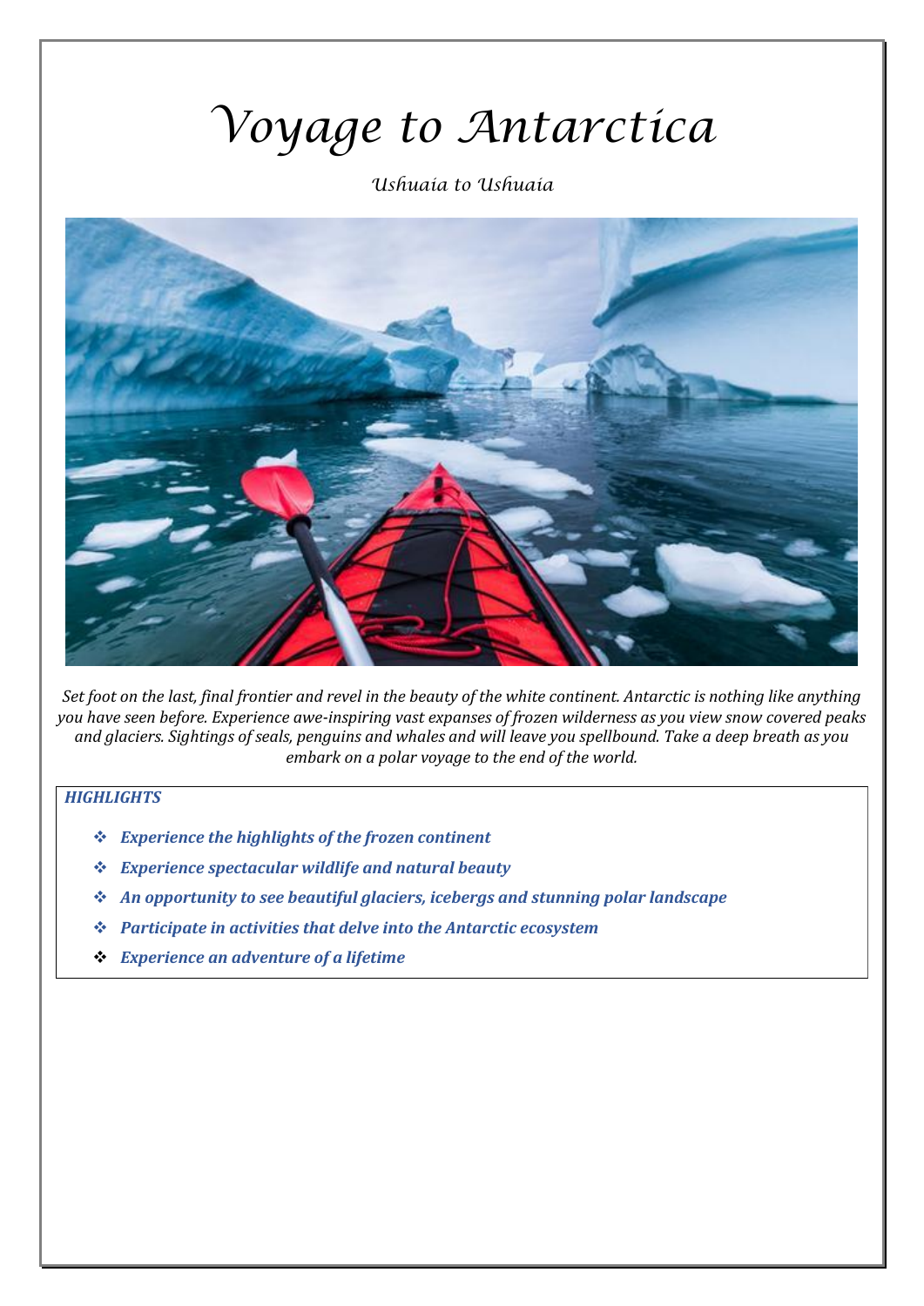# Voyage to Antarctica

*Ushuaia to Ushuaia*

*Set foot on the last, final frontier and revel in the beauty of the white continent. Antarctic is nothing like anything you have seen before. Experience awe-inspiring vast expanses of frozen wilderness as you view snow covered peaks and glaciers. Sightings of seals, penguins and whales and will leave you spellbound. Take a deep breath as you embark on a polar voyage to the end of the world.*

***HIGHLIGHTS***

- ***Experience the highlights of the frozen continent***
- ***Experience spectacular wildlife and natural beauty***
- ***An opportunity to see beautiful glaciers, icebergs and stunning polar landscape***
- ***Participate in activities that delve into the Antarctic ecosystem***
- ***Experience an adventure of a lifetime***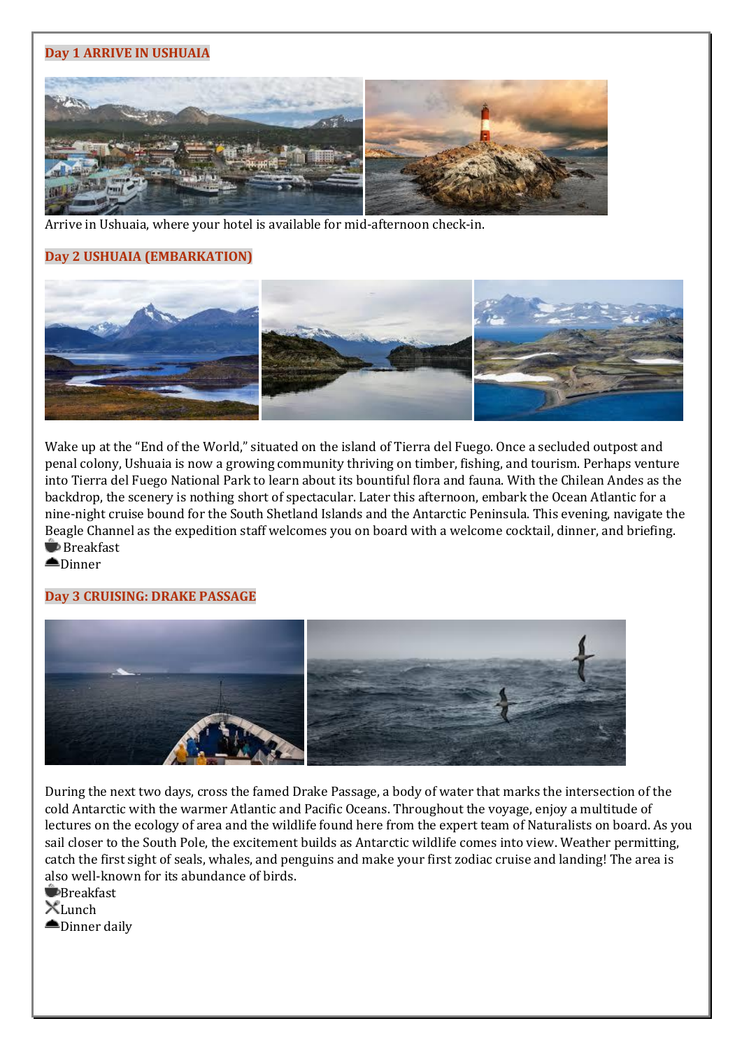**Day 1 ARRIVE IN USHUAIA**

Arrive in Ushuaia, where your hotel is available for mid-afternoon check-in.

**Day 2 USHUAIA (EMBARKATION)**

Wake up at the "End of the World," situated on the island of Tierra del Fuego. Once a secluded outpost and penal colony, Ushuaia is now a growing community thriving on timber, fishing, and tourism. Perhaps venture into Tierra del Fuego National Park to learn about its bountiful flora and fauna. With the Chilean Andes as the backdrop, the scenery is nothing short of spectacular. Later this afternoon, embark the Ocean Atlantic for a nine-night cruise bound for the South Shetland Islands and the Antarctic Peninsula. This evening, navigate the Beagle Channel as the expedition staff welcomes you on board with a welcome cocktail, dinner, and briefing.

Breakfast
Dinner

**Day 3 CRUISING: DRAKE PASSAGE**

During the next two days, cross the famed Drake Passage, a body of water that marks the intersection of the cold Antarctic with the warmer Atlantic and Pacific Oceans. Throughout the voyage, enjoy a multitude of lectures on the ecology of area and the wildlife found here from the expert team of Naturalists on board. As you sail closer to the South Pole, the excitement builds as Antarctic wildlife comes into view. Weather permitting, catch the first sight of seals, whales, and penguins and make your first zodiac cruise and landing! The area is also well-known for its abundance of birds.

Breakfast
Lunch
Dinner daily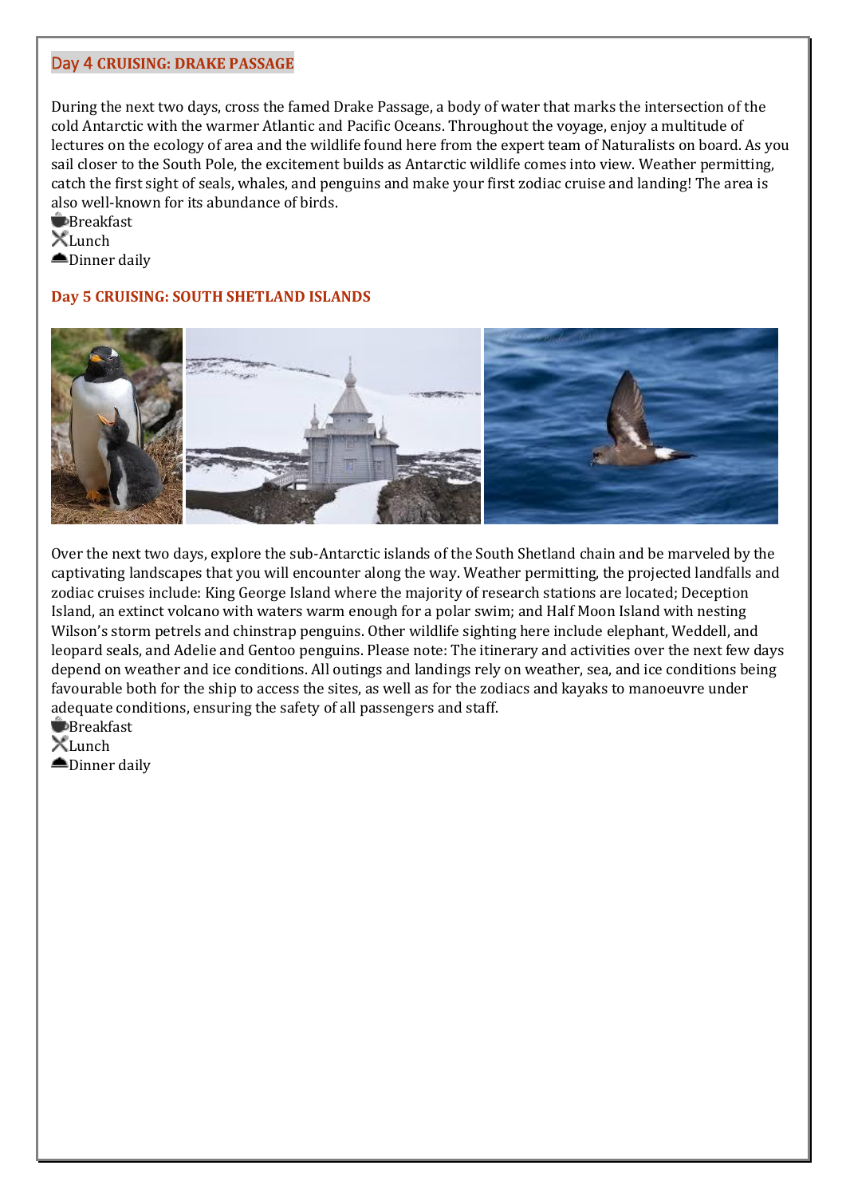## Day 4 CRUISING: DRAKE PASSAGE

During the next two days, cross the famed Drake Passage, a body of water that marks the intersection of the cold Antarctic with the warmer Atlantic and Pacific Oceans. Throughout the voyage, enjoy a multitude of lectures on the ecology of area and the wildlife found here from the expert team of Naturalists on board. As you sail closer to the South Pole, the excitement builds as Antarctic wildlife comes into view. Weather permitting, catch the first sight of seals, whales, and penguins and make your first zodiac cruise and landing! The area is also well-known for its abundance of birds.

Breakfast
Lunch
Dinner daily

## Day 5 CRUISING: SOUTH SHETLAND ISLANDS

Over the next two days, explore the sub-Antarctic islands of the South Shetland chain and be marveled by the captivating landscapes that you will encounter along the way. Weather permitting, the projected landfalls and zodiac cruises include: King George Island where the majority of research stations are located; Deception Island, an extinct volcano with waters warm enough for a polar swim; and Half Moon Island with nesting Wilson's storm petrels and chinstrap penguins. Other wildlife sighting here include elephant, Weddell, and leopard seals, and Adelie and Gentoo penguins. Please note: The itinerary and activities over the next few days depend on weather and ice conditions. All outings and landings rely on weather, sea, and ice conditions being favourable both for the ship to access the sites, as well as for the zodiacs and kayaks to manoeuvre under adequate conditions, ensuring the safety of all passengers and staff.

Breakfast
Lunch
Dinner daily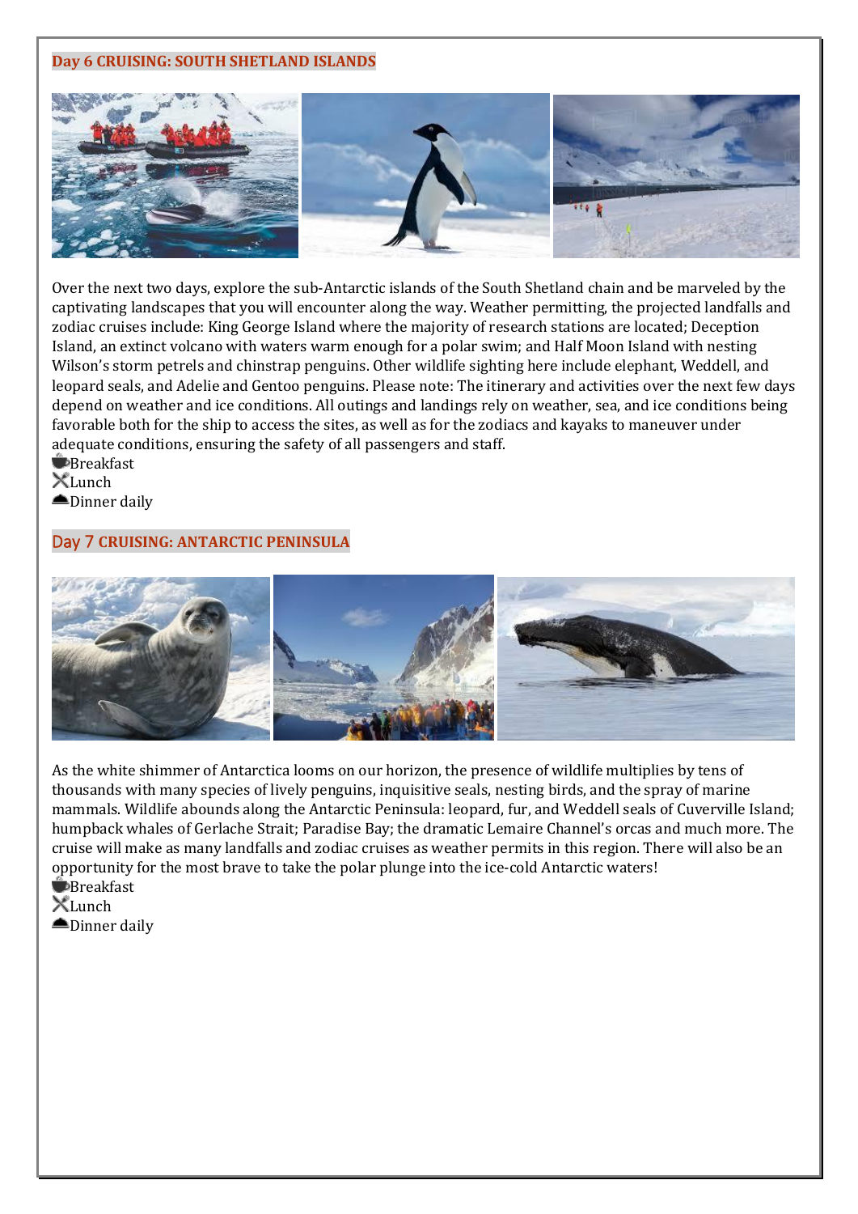## Day 6 CRUISING: SOUTH SHETLAND ISLANDS

Over the next two days, explore the sub-Antarctic islands of the South Shetland chain and be marveled by the captivating landscapes that you will encounter along the way. Weather permitting, the projected landfalls and zodiac cruises include: King George Island where the majority of research stations are located; Deception Island, an extinct volcano with waters warm enough for a polar swim; and Half Moon Island with nesting Wilson's storm petrels and chinstrap penguins. Other wildlife sighting here include elephant, Weddell, and leopard seals, and Adelie and Gentoo penguins. Please note: The itinerary and activities over the next few days depend on weather and ice conditions. All outings and landings rely on weather, sea, and ice conditions being favorable both for the ship to access the sites, as well as for the zodiacs and kayaks to maneuver under adequate conditions, ensuring the safety of all passengers and staff.

Breakfast
Lunch
Dinner daily

## Day 7 CRUISING: ANTARCTIC PENINSULA

As the white shimmer of Antarctica looms on our horizon, the presence of wildlife multiplies by tens of thousands with many species of lively penguins, inquisitive seals, nesting birds, and the spray of marine mammals. Wildlife abounds along the Antarctic Peninsula: leopard, fur, and Weddell seals of Cuverville Island; humpback whales of Gerlache Strait; Paradise Bay; the dramatic Lemaire Channel's orcas and much more. The cruise will make as many landfalls and zodiac cruises as weather permits in this region. There will also be an opportunity for the most brave to take the polar plunge into the ice-cold Antarctic waters!

Breakfast
Lunch
Dinner daily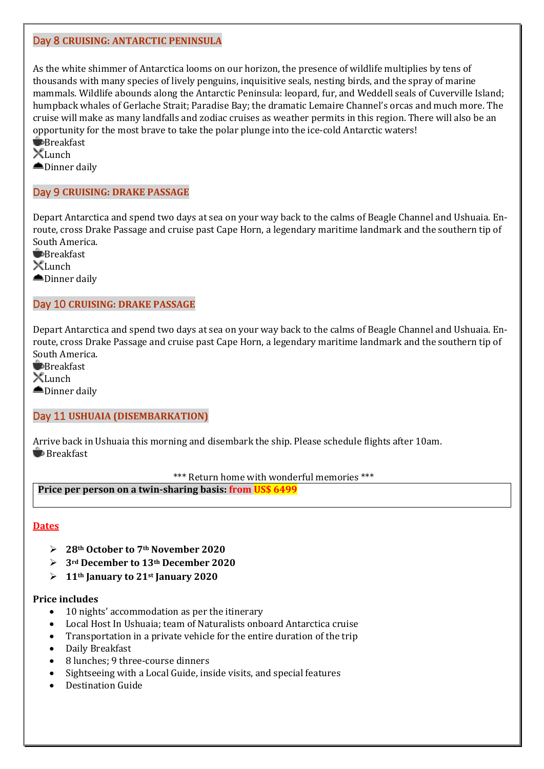## Day 8 CRUISING: ANTARCTIC PENINSULA

As the white shimmer of Antarctica looms on our horizon, the presence of wildlife multiplies by tens of thousands with many species of lively penguins, inquisitive seals, nesting birds, and the spray of marine mammals. Wildlife abounds along the Antarctic Peninsula: leopard, fur, and Weddell seals of Cuverville Island; humpback whales of Gerlache Strait; Paradise Bay; the dramatic Lemaire Channel's orcas and much more. The cruise will make as many landfalls and zodiac cruises as weather permits in this region. There will also be an opportunity for the most brave to take the polar plunge into the ice-cold Antarctic waters!

Breakfast
Lunch
Dinner daily

## Day 9 CRUISING: DRAKE PASSAGE

Depart Antarctica and spend two days at sea on your way back to the calms of Beagle Channel and Ushuaia. En-route, cross Drake Passage and cruise past Cape Horn, a legendary maritime landmark and the southern tip of South America.

Breakfast
Lunch
Dinner daily

## Day 10 CRUISING: DRAKE PASSAGE

Depart Antarctica and spend two days at sea on your way back to the calms of Beagle Channel and Ushuaia. En-route, cross Drake Passage and cruise past Cape Horn, a legendary maritime landmark and the southern tip of South America.

Breakfast
Lunch
Dinner daily

## Day 11 USHUAIA (DISEMBARKATION)

Arrive back in Ushuaia this morning and disembark the ship. Please schedule flights after 10am.

Breakfast

*** Return home with wonderful memories ***

**Price per person on a twin-sharing basis: from US$ 6499**

**Dates**

- **28th October to 7th November 2020**
- **3rd December to 13th December 2020**
- **11th January to 21st January 2020**

**Price includes**

- 10 nights' accommodation as per the itinerary
- Local Host In Ushuaia; team of Naturalists onboard Antarctica cruise
- Transportation in a private vehicle for the entire duration of the trip
- Daily Breakfast
- 8 lunches; 9 three-course dinners
- Sightseeing with a Local Guide, inside visits, and special features
- Destination Guide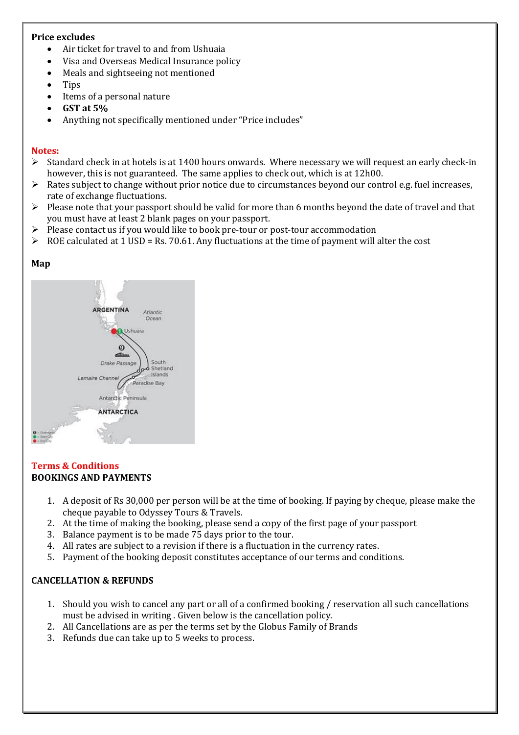**Price excludes**

- Air ticket for travel to and from Ushuaia
- Visa and Overseas Medical Insurance policy
- Meals and sightseeing not mentioned
- Tips
- Items of a personal nature
- **GST at 5%**
- Anything not specifically mentioned under "Price includes"

**Notes:**

- Standard check in at hotels is at 1400 hours onwards. Where necessary we will request an early check-in however, this is not guaranteed. The same applies to check out, which is at 12h00.
- Rates subject to change without prior notice due to circumstances beyond our control e.g. fuel increases, rate of exchange fluctuations.
- Please note that your passport should be valid for more than 6 months beyond the date of travel and that you must have at least 2 blank pages on your passport.
- Please contact us if you would like to book pre-tour or post-tour accommodation
- ROE calculated at 1 USD = Rs. 70.61. Any fluctuations at the time of payment will alter the cost

**Map**

**Terms & Conditions**

**BOOKINGS AND PAYMENTS**

1. A deposit of Rs 30,000 per person will be at the time of booking. If paying by cheque, please make the cheque payable to Odyssey Tours & Travels.
2. At the time of making the booking, please send a copy of the first page of your passport
3. Balance payment is to be made 75 days prior to the tour.
4. All rates are subject to a revision if there is a fluctuation in the currency rates.
5. Payment of the booking deposit constitutes acceptance of our terms and conditions.

**CANCELLATION & REFUNDS**

1. Should you wish to cancel any part or all of a confirmed booking / reservation all such cancellations must be advised in writing . Given below is the cancellation policy.
2. All Cancellations are as per the terms set by the Globus Family of Brands
3. Refunds due can take up to 5 weeks to process.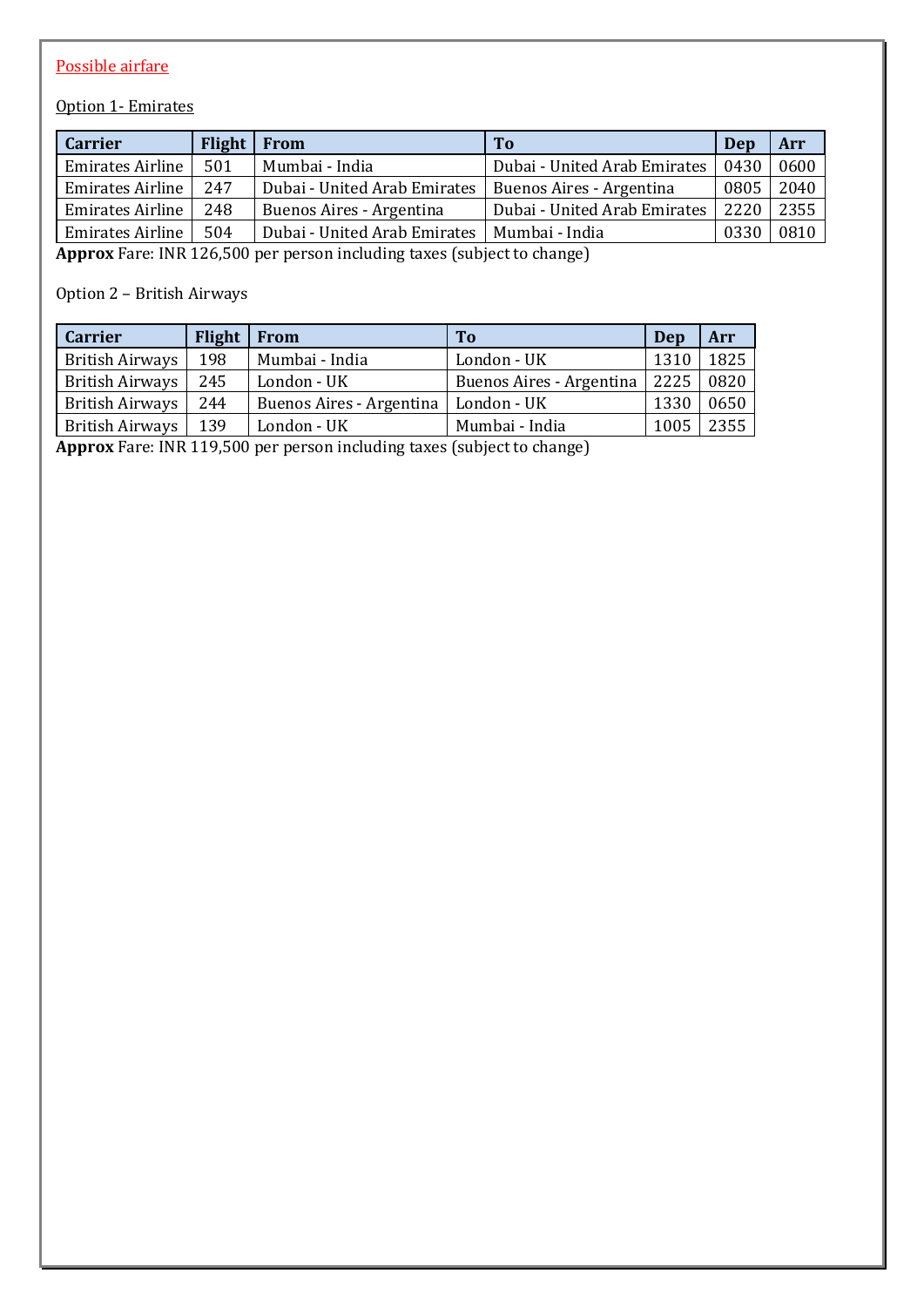Possible airfare

Option 1- Emirates

| Carrier | Flight | From | To | Dep | Arr |
|---|---|---|---|---|---|
| Emirates Airline | 501 | Mumbai - India | Dubai - United Arab Emirates | 0430 | 0600 |
| Emirates Airline | 247 | Dubai - United Arab Emirates | Buenos Aires - Argentina | 0805 | 2040 |
| Emirates Airline | 248 | Buenos Aires - Argentina | Dubai - United Arab Emirates | 2220 | 2355 |
| Emirates Airline | 504 | Dubai - United Arab Emirates | Mumbai - India | 0330 | 0810 |

**Approx** Fare: INR 126,500 per person including taxes (subject to change)

Option 2 – British Airways

| Carrier | Flight | From | To | Dep | Arr |
|---|---|---|---|---|---|
| British Airways | 198 | Mumbai - India | London - UK | 1310 | 1825 |
| British Airways | 245 | London - UK | Buenos Aires - Argentina | 2225 | 0820 |
| British Airways | 244 | Buenos Aires - Argentina | London - UK | 1330 | 0650 |
| British Airways | 139 | London - UK | Mumbai - India | 1005 | 2355 |

**Approx** Fare: INR 119,500 per person including taxes (subject to change)